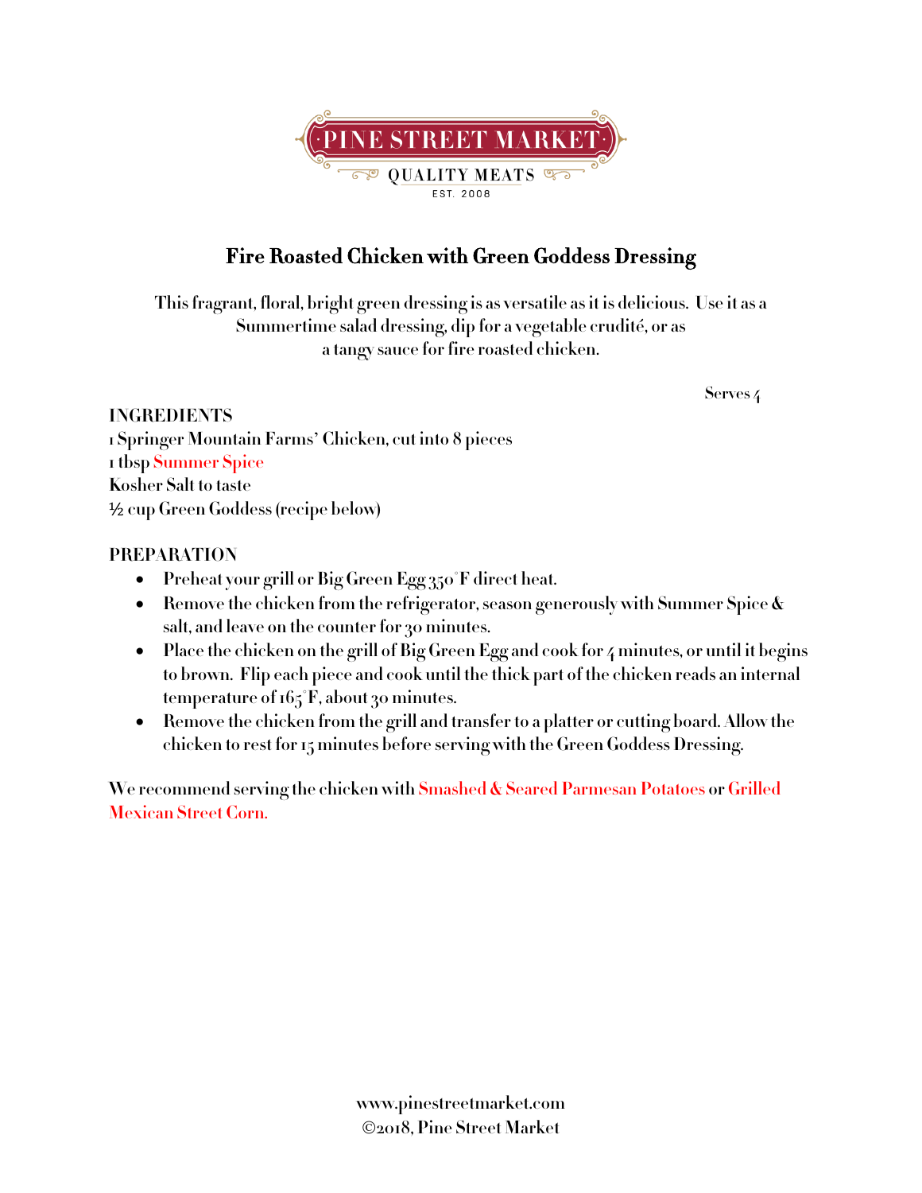PINE STREET MARKET

QUALITY MEATS

EST. 2008

# Fire Roasted Chicken with Green Goddess Dressing

This fragrant, floral, bright green dressing is as versatile as it is delicious. Use it as a Summertime salad dressing, dip for a vegetable crudité, or as a tangy sauce for fire roasted chicken.

Serves 4

**INGREDIENTS**

1 Springer Mountain Farms' Chicken, cut into 8 pieces
1 tbsp Summer Spice
Kosher Salt to taste
½ cup Green Goddess (recipe below)

**PREPARATION**

- Preheat your grill or Big Green Egg 350°F direct heat.
- Remove the chicken from the refrigerator, season generously with Summer Spice & salt, and leave on the counter for 30 minutes.
- Place the chicken on the grill of Big Green Egg and cook for 4 minutes, or until it begins to brown. Flip each piece and cook until the thick part of the chicken reads an internal temperature of 165°F, about 30 minutes.
- Remove the chicken from the grill and transfer to a platter or cutting board. Allow the chicken to rest for 15 minutes before serving with the Green Goddess Dressing.

We recommend serving the chicken with Smashed & Seared Parmesan Potatoes or Grilled Mexican Street Corn.

www.pinestreetmarket.com
©2018, Pine Street Market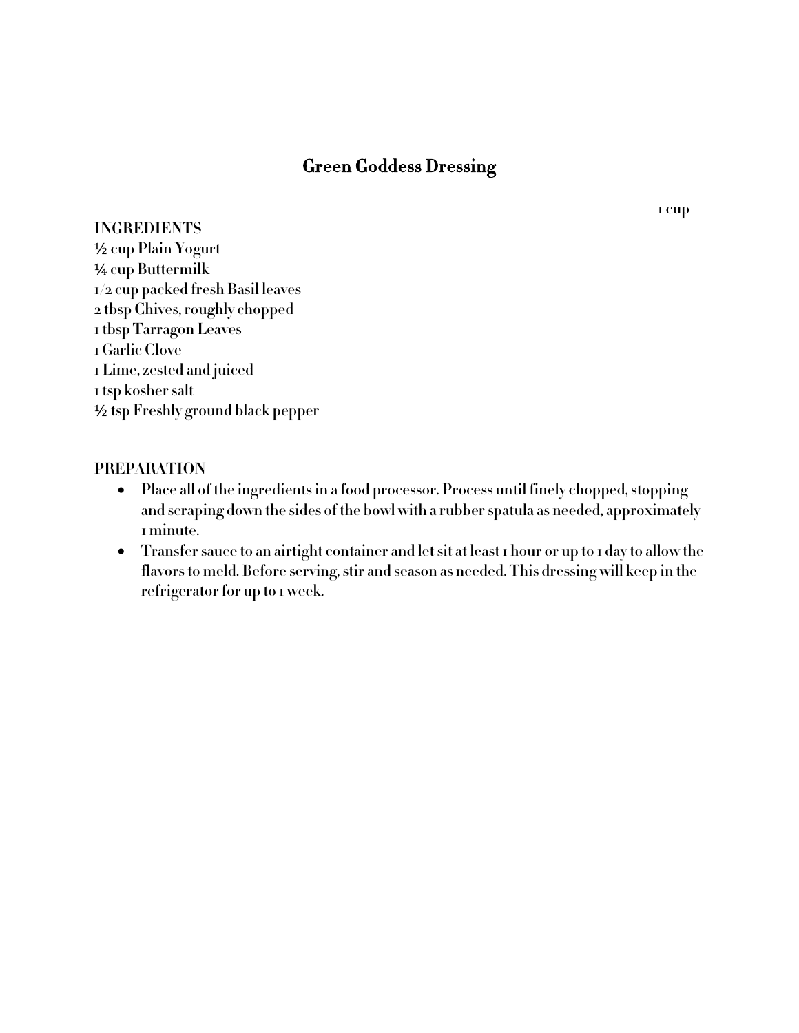# Green Goddess Dressing

1 cup

**INGREDIENTS**

½ cup Plain Yogurt
¼ cup Buttermilk
1/2 cup packed fresh Basil leaves
2 tbsp Chives, roughly chopped
1 tbsp Tarragon Leaves
1 Garlic Clove
1 Lime, zested and juiced
1 tsp kosher salt
½ tsp Freshly ground black pepper

**PREPARATION**

- Place all of the ingredients in a food processor. Process until finely chopped, stopping and scraping down the sides of the bowl with a rubber spatula as needed, approximately 1 minute.
- Transfer sauce to an airtight container and let sit at least 1 hour or up to 1 day to allow the flavors to meld. Before serving, stir and season as needed. This dressing will keep in the refrigerator for up to 1 week.